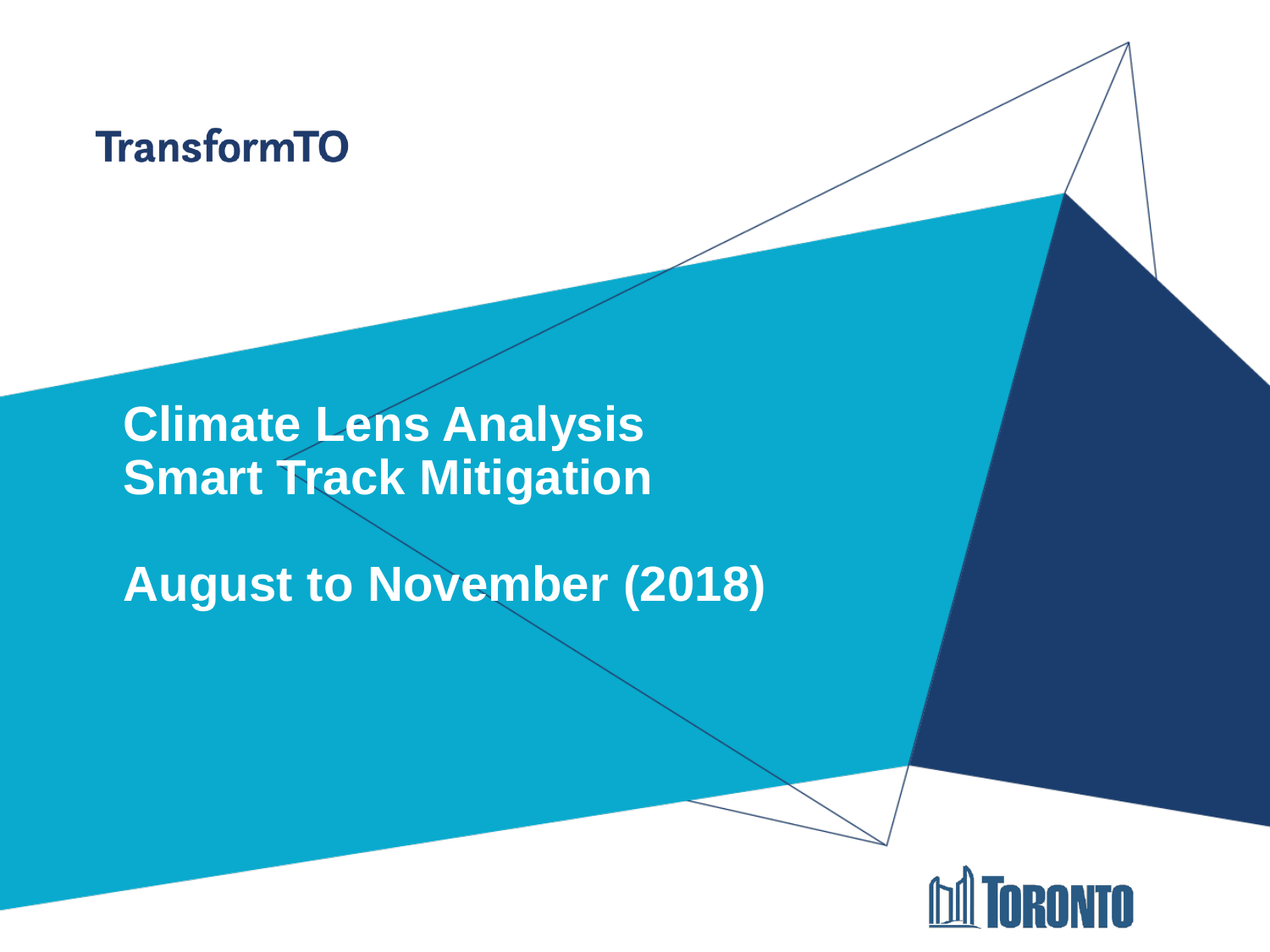TransformTO

# Climate Lens Analysis
# Smart Track Mitigation

## August to November (2018)

TORONTO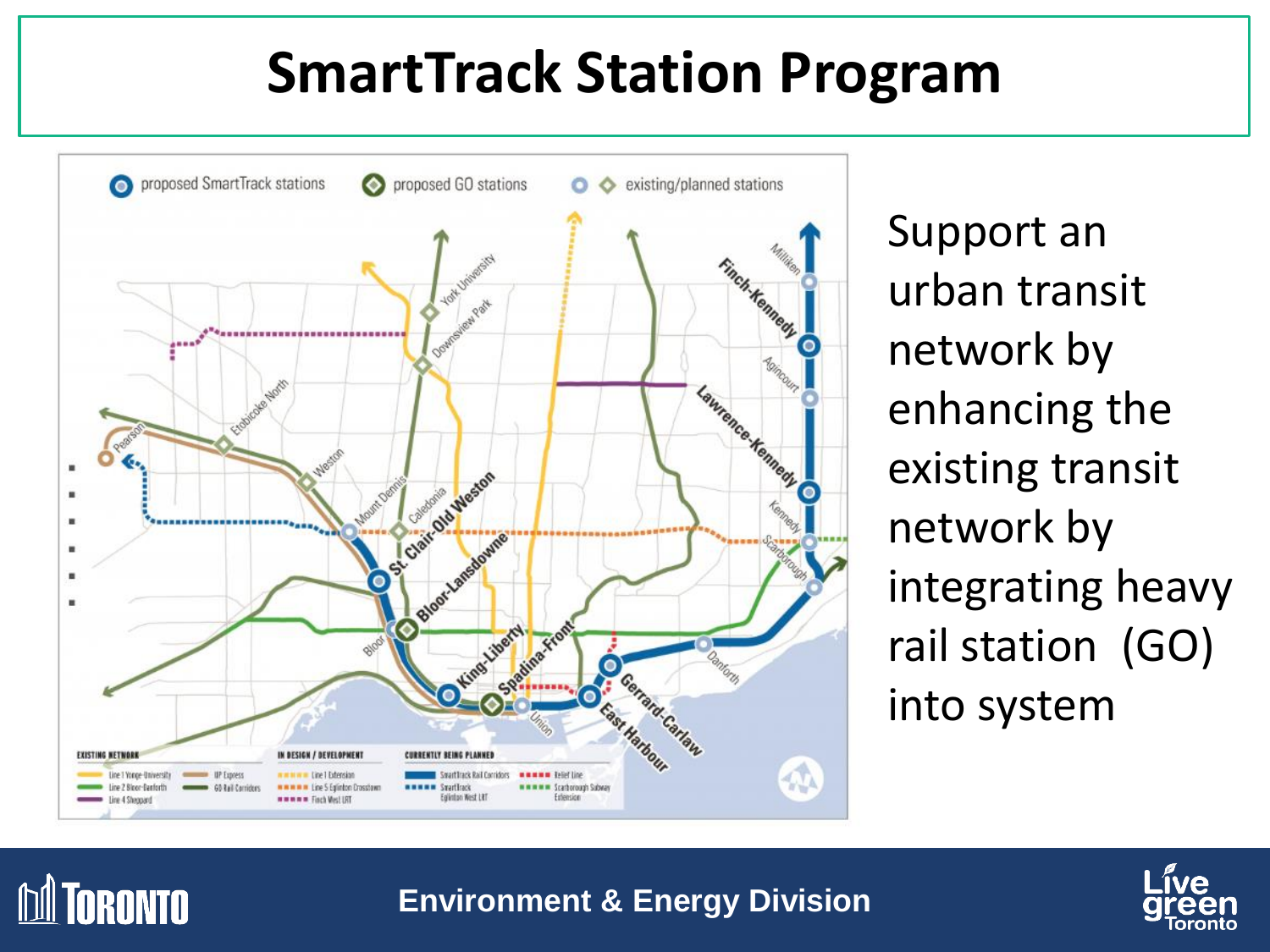# SmartTrack Station Program

Support an urban transit network by enhancing the existing transit network by integrating heavy rail station (GO) into system

Environment & Energy Division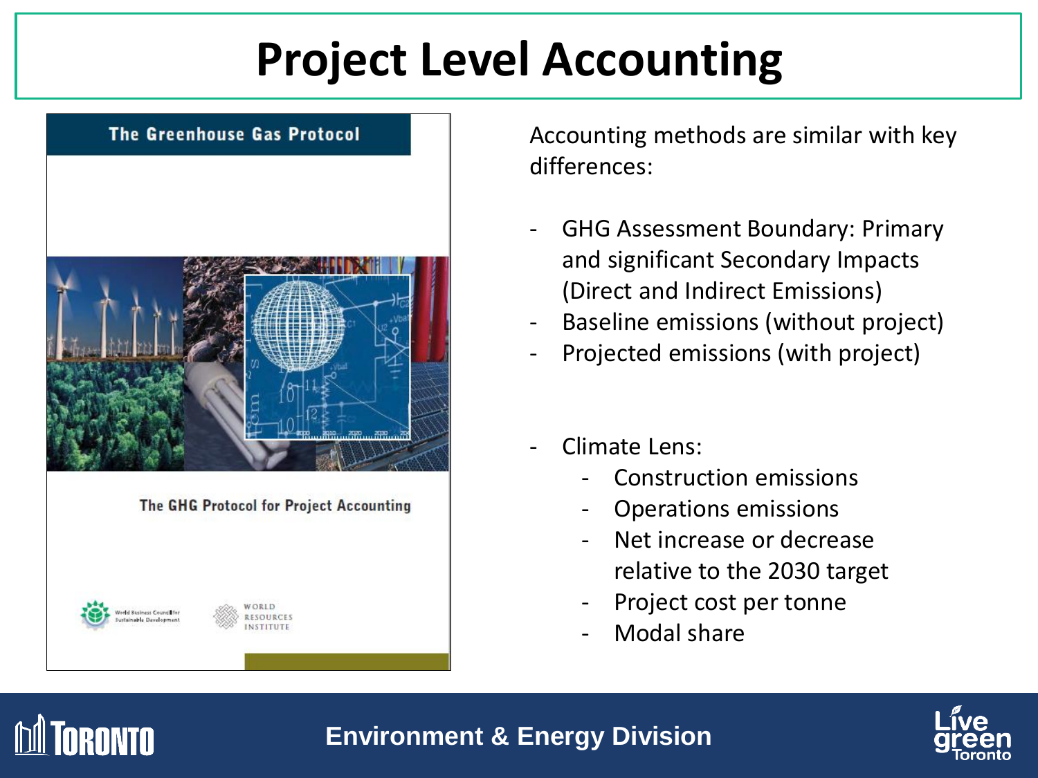# Project Level Accounting

The Greenhouse Gas Protocol

The GHG Protocol for Project Accounting

Accounting methods are similar with key differences:

- GHG Assessment Boundary: Primary and significant Secondary Impacts (Direct and Indirect Emissions)
- Baseline emissions (without project)
- Projected emissions (with project)

- Climate Lens:
  - Construction emissions
  - Operations emissions
  - Net increase or decrease relative to the 2030 target
  - Project cost per tonne
  - Modal share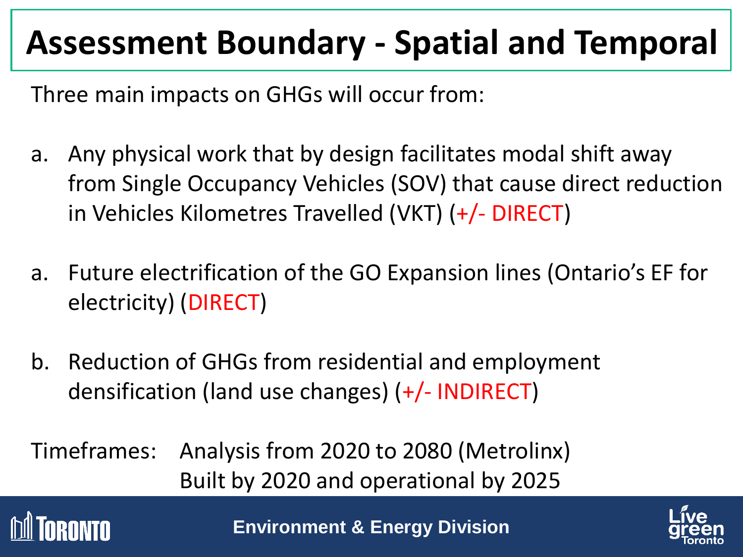# Assessment Boundary - Spatial and Temporal

Three main impacts on GHGs will occur from:

a. Any physical work that by design facilitates modal shift away from Single Occupancy Vehicles (SOV) that cause direct reduction in Vehicles Kilometres Travelled (VKT) (+/- DIRECT)

a. Future electrification of the GO Expansion lines (Ontario's EF for electricity) (DIRECT)

b. Reduction of GHGs from residential and employment densification (land use changes) (+/- INDIRECT)

Timeframes: Analysis from 2020 to 2080 (Metrolinx)
Built by 2020 and operational by 2025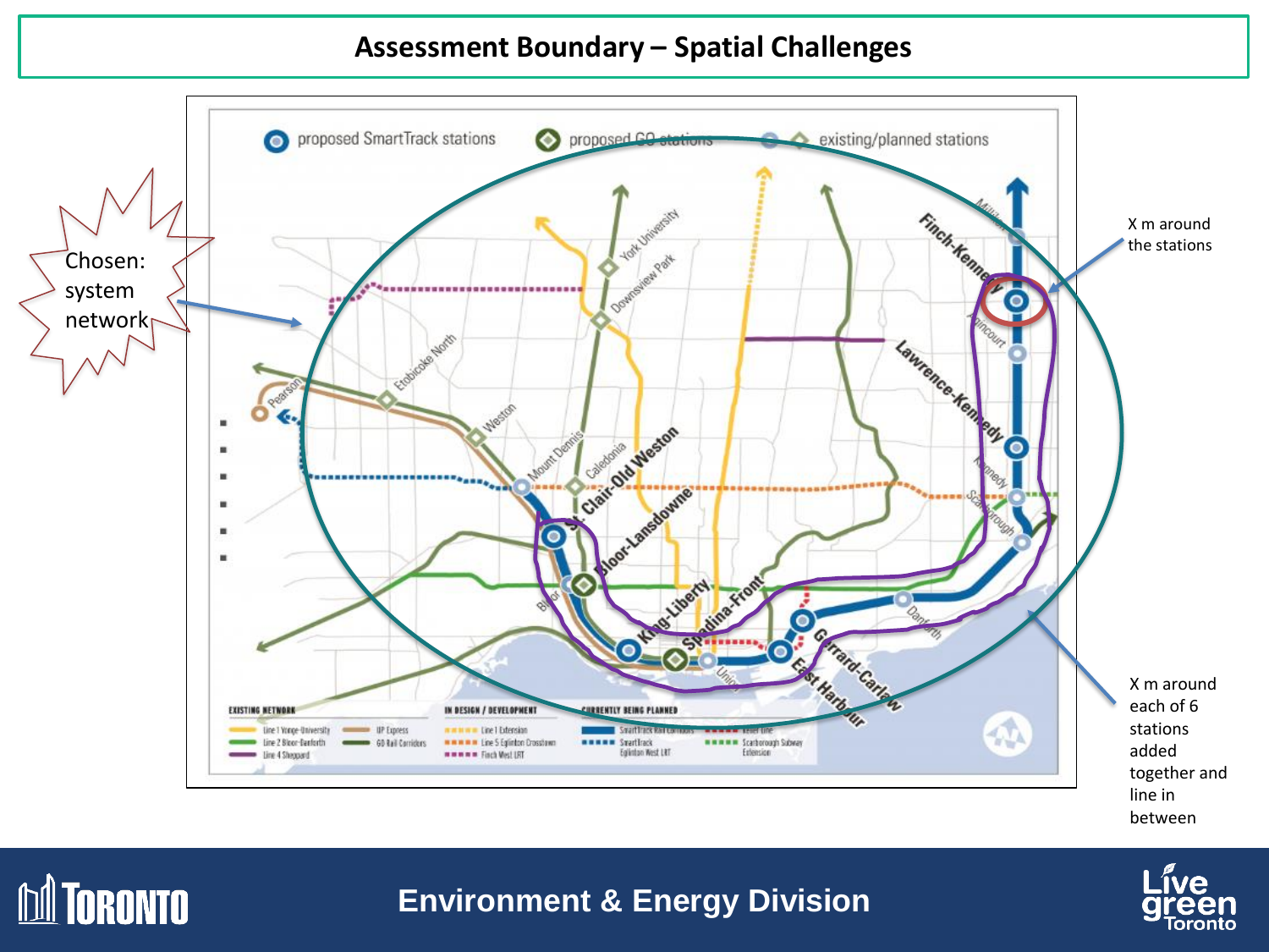# Assessment Boundary – Spatial Challenges

Chosen: system network

X m around the stations

X m around each of 6 stations added together and line in between

proposed SmartTrack stations | proposed GO stations | existing/planned stations

Finch-Kennedy, Lawrence-Kennedy, St. Clair-Old Weston, Bloor-Lansdowne, King-Liberty, Spadina-Front, Gerrard-Carlaw, East Harbour

Milliken, Agincourt, Kennedy, Scarborough, Danforth, Union, Bloor, Mount Dennis, Caledonia, Weston, Etobicoke North, Pearson, York University, Downsview Park

**EXISTING NETWORK**

- Line 1 Yonge-University
- Line 2 Bloor-Danforth
- Line 4 Sheppard
- UP Express
- GO Rail Corridors

**IN DESIGN / DEVELOPMENT**

- Line 1 Extension
- Line 5 Eglinton Crosstown
- Finch West LRT

**CURRENTLY BEING PLANNED**

- SmartTrack Rail Corridors
- SmartTrack Eglinton West LRT
- Relief Line
- Scarborough Subway Extension

Environment & Energy Division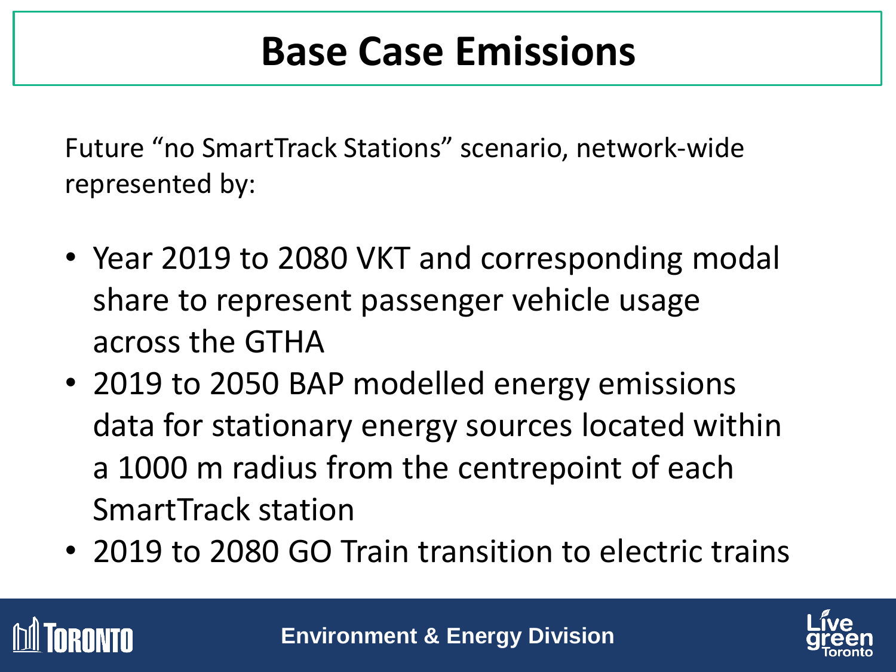# Base Case Emissions

Future “no SmartTrack Stations” scenario, network-wide represented by:

- Year 2019 to 2080 VKT and corresponding modal share to represent passenger vehicle usage across the GTHA
- 2019 to 2050 BAP modelled energy emissions data for stationary energy sources located within a 1000 m radius from the centrepoint of each SmartTrack station
- 2019 to 2080 GO Train transition to electric trains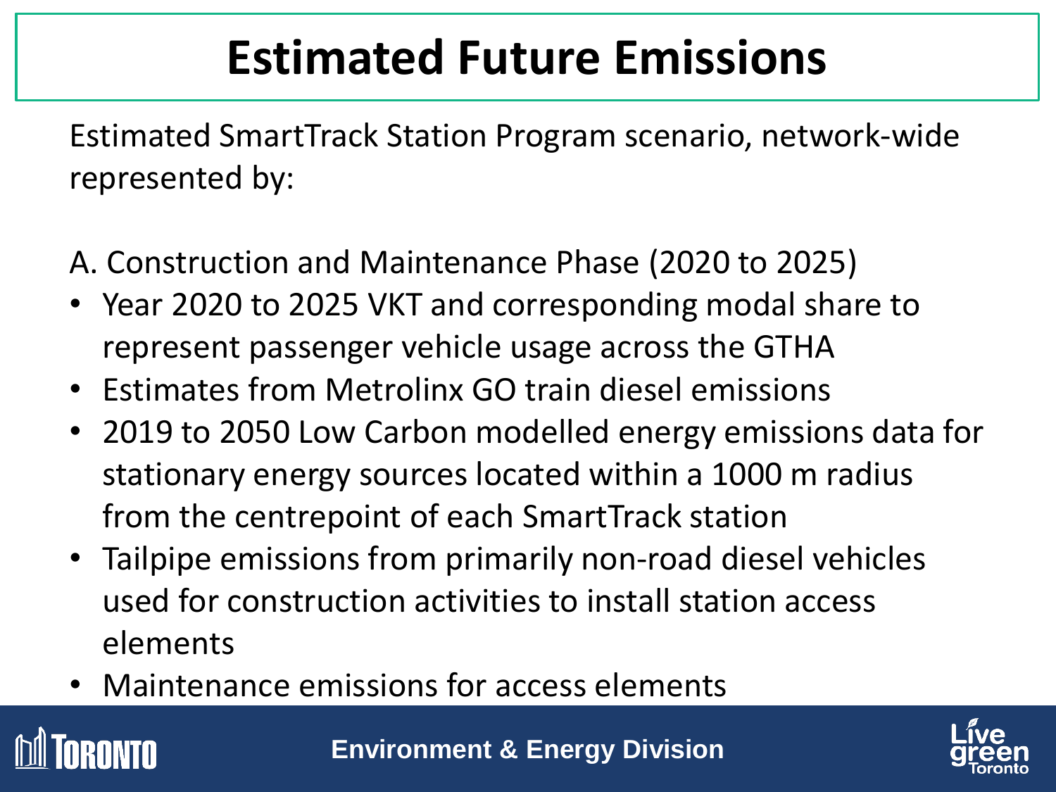# Estimated Future Emissions

Estimated SmartTrack Station Program scenario, network-wide represented by:

A. Construction and Maintenance Phase (2020 to 2025)

- Year 2020 to 2025 VKT and corresponding modal share to represent passenger vehicle usage across the GTHA
- Estimates from Metrolinx GO train diesel emissions
- 2019 to 2050 Low Carbon modelled energy emissions data for stationary energy sources located within a 1000 m radius from the centrepoint of each SmartTrack station
- Tailpipe emissions from primarily non-road diesel vehicles used for construction activities to install station access elements
- Maintenance emissions for access elements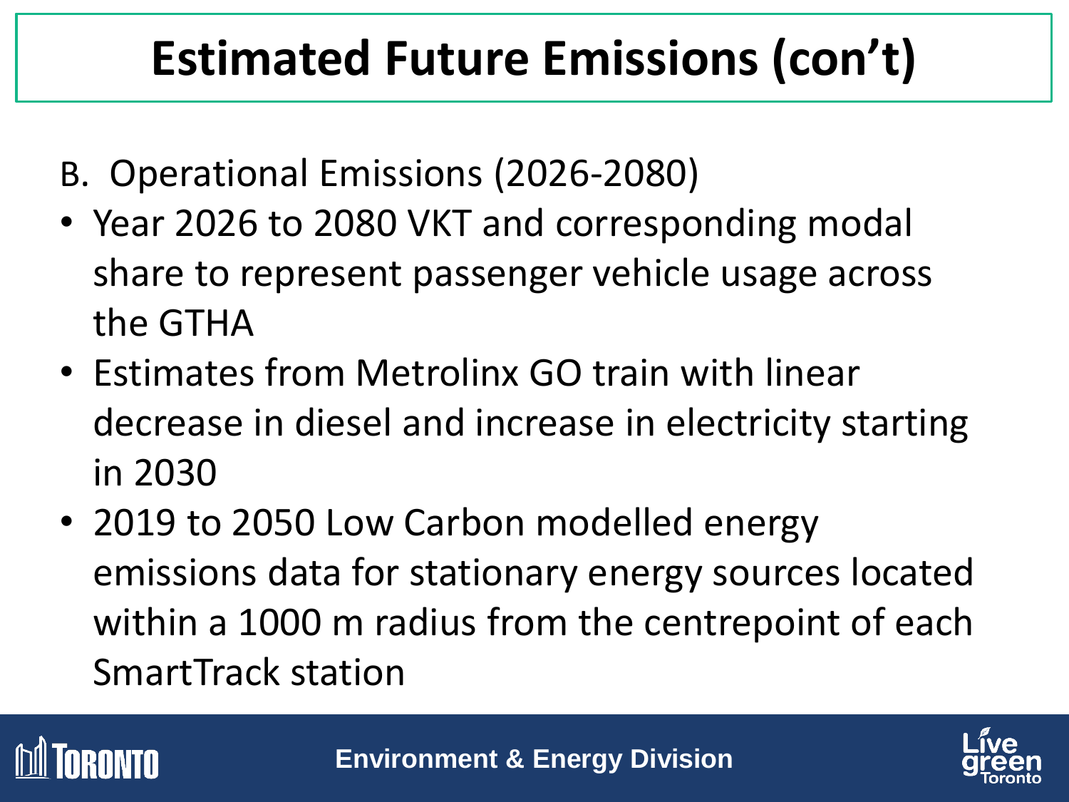# Estimated Future Emissions (con't)

B. Operational Emissions (2026-2080)

- Year 2026 to 2080 VKT and corresponding modal share to represent passenger vehicle usage across the GTHA
- Estimates from Metrolinx GO train with linear decrease in diesel and increase in electricity starting in 2030
- 2019 to 2050 Low Carbon modelled energy emissions data for stationary energy sources located within a 1000 m radius from the centrepoint of each SmartTrack station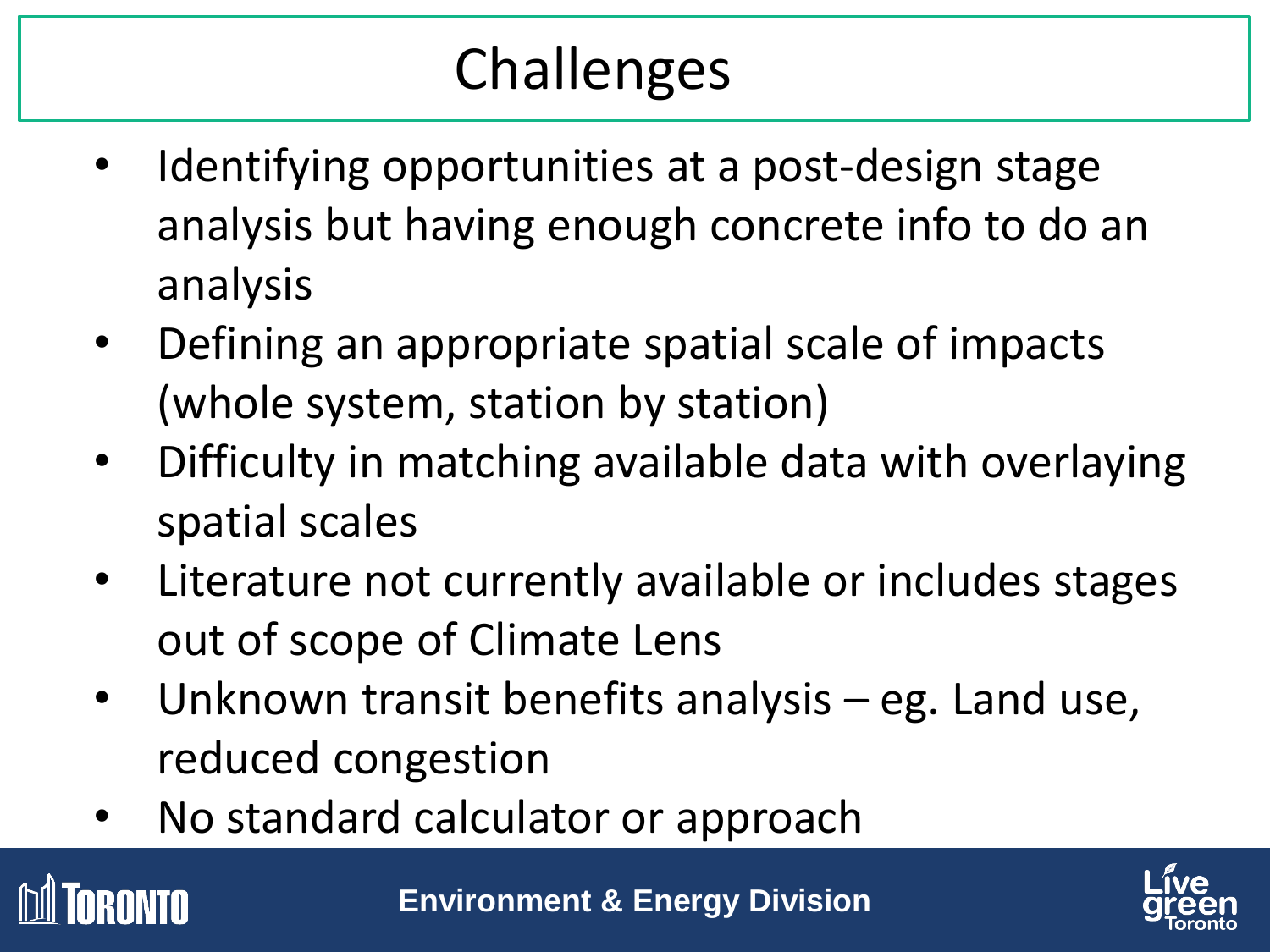# Challenges

- Identifying opportunities at a post-design stage analysis but having enough concrete info to do an analysis
- Defining an appropriate spatial scale of impacts (whole system, station by station)
- Difficulty in matching available data with overlaying spatial scales
- Literature not currently available or includes stages out of scope of Climate Lens
- Unknown transit benefits analysis – eg. Land use, reduced congestion
- No standard calculator or approach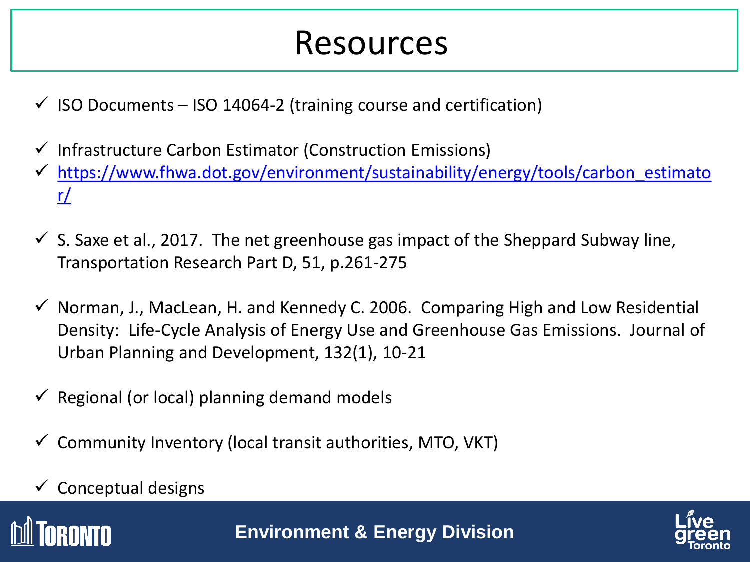# Resources

- ✓ ISO Documents – ISO 14064-2 (training course and certification)
- ✓ Infrastructure Carbon Estimator (Construction Emissions)
- ✓ https://www.fhwa.dot.gov/environment/sustainability/energy/tools/carbon_estimator/
- ✓ S. Saxe et al., 2017. The net greenhouse gas impact of the Sheppard Subway line, Transportation Research Part D, 51, p.261-275
- ✓ Norman, J., MacLean, H. and Kennedy C. 2006. Comparing High and Low Residential Density: Life-Cycle Analysis of Energy Use and Greenhouse Gas Emissions. Journal of Urban Planning and Development, 132(1), 10-21
- ✓ Regional (or local) planning demand models
- ✓ Community Inventory (local transit authorities, MTO, VKT)
- ✓ Conceptual designs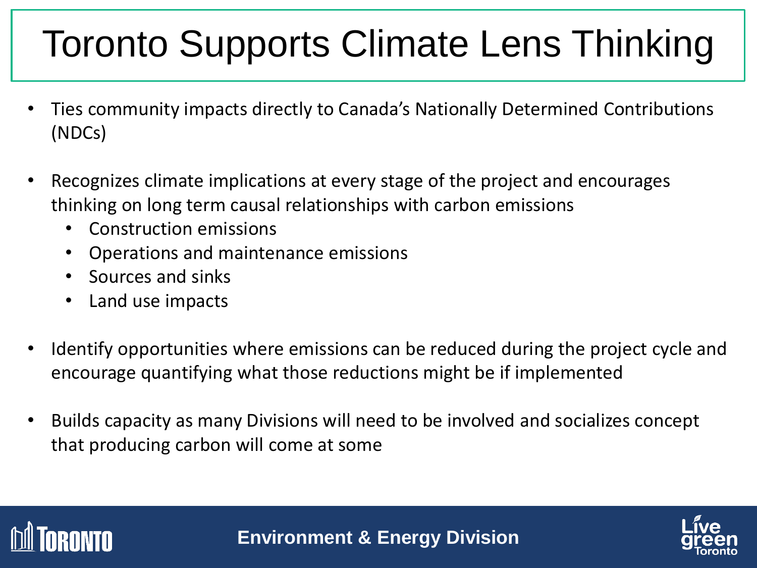# Toronto Supports Climate Lens Thinking

- Ties community impacts directly to Canada's Nationally Determined Contributions (NDCs)

- Recognizes climate implications at every stage of the project and encourages thinking on long term causal relationships with carbon emissions
  - Construction emissions
  - Operations and maintenance emissions
  - Sources and sinks
  - Land use impacts

- Identify opportunities where emissions can be reduced during the project cycle and encourage quantifying what those reductions might be if implemented

- Builds capacity as many Divisions will need to be involved and socializes concept that producing carbon will come at some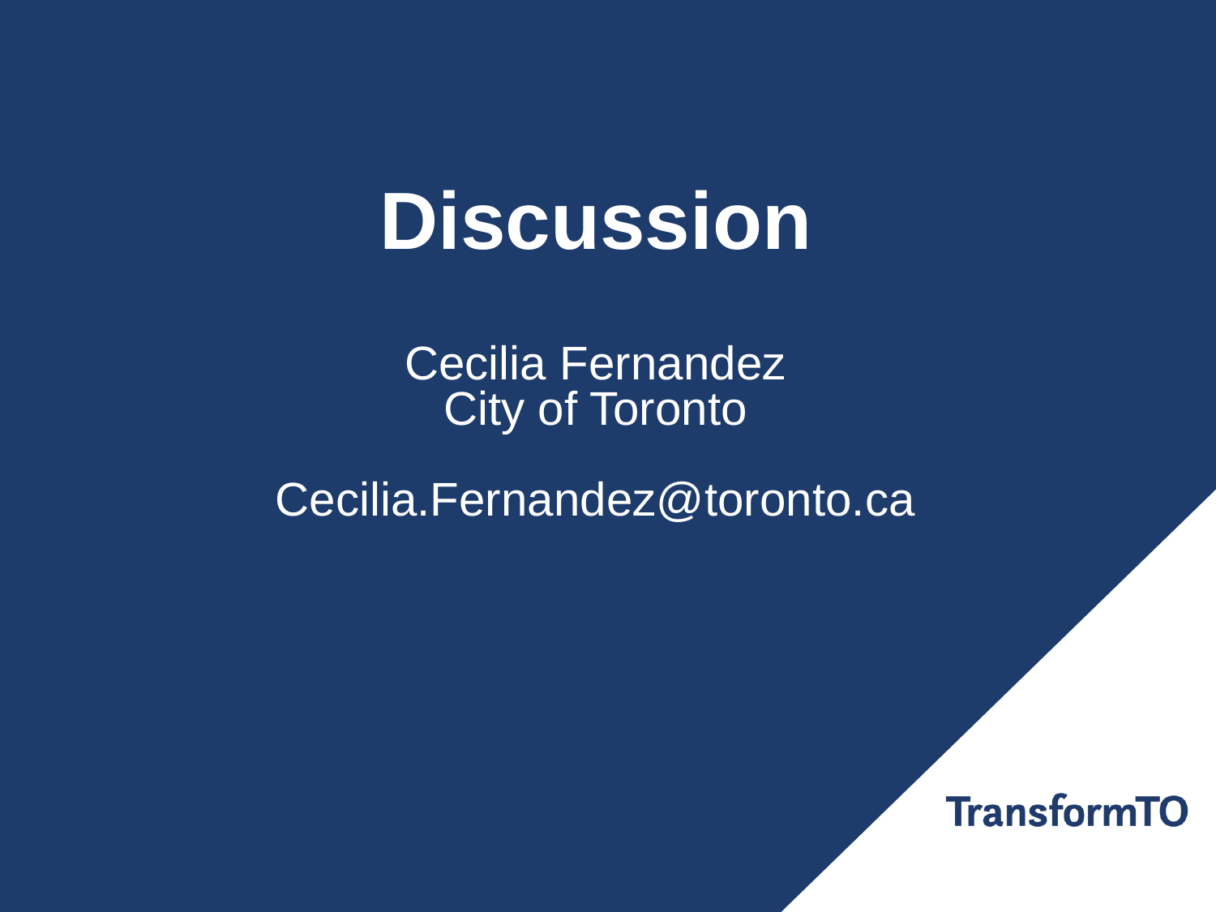# Discussion

Cecilia Fernandez
City of Toronto

Cecilia.Fernandez@toronto.ca

TransformTO